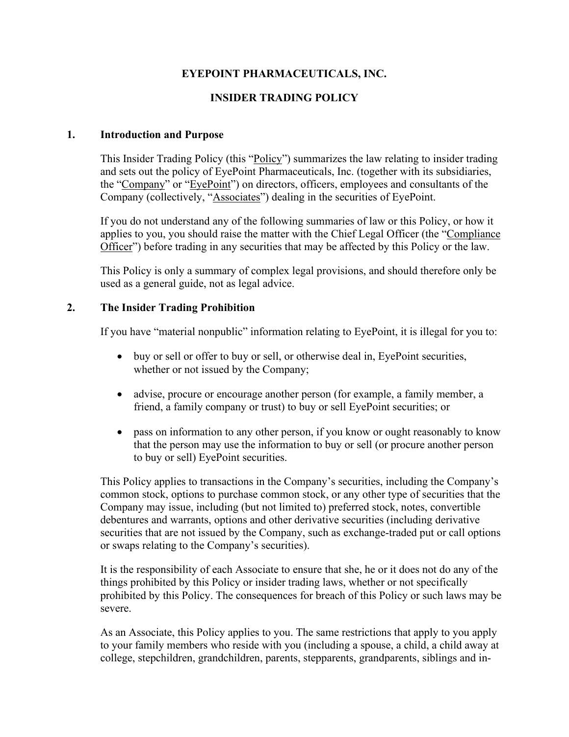# EYEPOINT PHARMACEUTICALS, INC.

# INSIDER TRADING POLICY

## 1. Introduction and Purpose

This Insider Trading Policy (this "Policy") summarizes the law relating to insider trading and sets out the policy of EyePoint Pharmaceuticals, Inc. (together with its subsidiaries, the "Company" or "EyePoint") on directors, officers, employees and consultants of the Company (collectively, "Associates") dealing in the securities of EyePoint.

If you do not understand any of the following summaries of law or this Policy, or how it applies to you, you should raise the matter with the Chief Legal Officer (the "Compliance Officer") before trading in any securities that may be affected by this Policy or the law.

This Policy is only a summary of complex legal provisions, and should therefore only be used as a general guide, not as legal advice.

## 2. The Insider Trading Prohibition

If you have "material nonpublic" information relating to EyePoint, it is illegal for you to:

- buy or sell or offer to buy or sell, or otherwise deal in, EyePoint securities, whether or not issued by the Company;
- advise, procure or encourage another person (for example, a family member, a friend, a family company or trust) to buy or sell EyePoint securities; or
- pass on information to any other person, if you know or ought reasonably to know that the person may use the information to buy or sell (or procure another person to buy or sell) EyePoint securities.

This Policy applies to transactions in the Company's securities, including the Company's common stock, options to purchase common stock, or any other type of securities that the Company may issue, including (but not limited to) preferred stock, notes, convertible debentures and warrants, options and other derivative securities (including derivative securities that are not issued by the Company, such as exchange-traded put or call options or swaps relating to the Company's securities).

It is the responsibility of each Associate to ensure that she, he or it does not do any of the things prohibited by this Policy or insider trading laws, whether or not specifically prohibited by this Policy. The consequences for breach of this Policy or such laws may be severe.

As an Associate, this Policy applies to you. The same restrictions that apply to you apply to your family members who reside with you (including a spouse, a child, a child away at college, stepchildren, grandchildren, parents, stepparents, grandparents, siblings and in-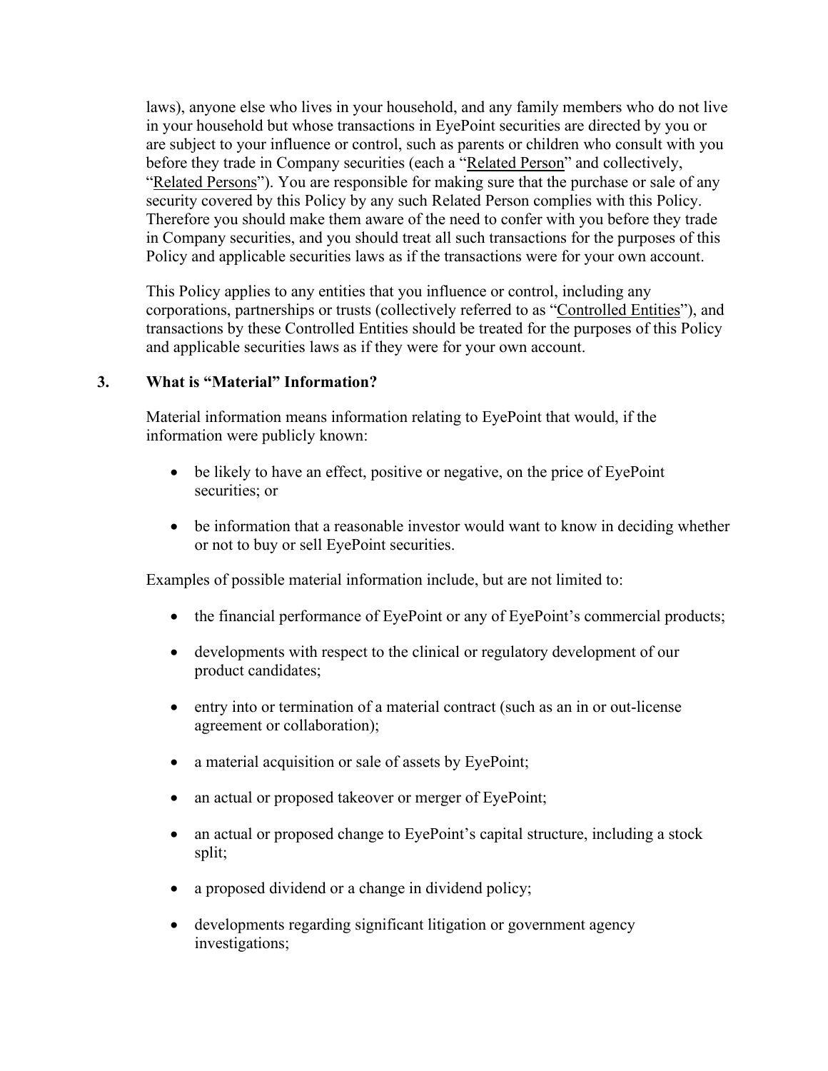laws), anyone else who lives in your household, and any family members who do not live in your household but whose transactions in EyePoint securities are directed by you or are subject to your influence or control, such as parents or children who consult with you before they trade in Company securities (each a "Related Person" and collectively, "Related Persons"). You are responsible for making sure that the purchase or sale of any security covered by this Policy by any such Related Person complies with this Policy. Therefore you should make them aware of the need to confer with you before they trade in Company securities, and you should treat all such transactions for the purposes of this Policy and applicable securities laws as if the transactions were for your own account.

This Policy applies to any entities that you influence or control, including any corporations, partnerships or trusts (collectively referred to as "Controlled Entities"), and transactions by these Controlled Entities should be treated for the purposes of this Policy and applicable securities laws as if they were for your own account.

## 3. What is "Material" Information?

Material information means information relating to EyePoint that would, if the information were publicly known:

- be likely to have an effect, positive or negative, on the price of EyePoint securities; or
- be information that a reasonable investor would want to know in deciding whether or not to buy or sell EyePoint securities.

Examples of possible material information include, but are not limited to:

- the financial performance of EyePoint or any of EyePoint's commercial products;
- developments with respect to the clinical or regulatory development of our product candidates;
- entry into or termination of a material contract (such as an in or out-license agreement or collaboration);
- a material acquisition or sale of assets by EyePoint;
- an actual or proposed takeover or merger of EyePoint;
- an actual or proposed change to EyePoint's capital structure, including a stock split;
- a proposed dividend or a change in dividend policy;
- developments regarding significant litigation or government agency investigations;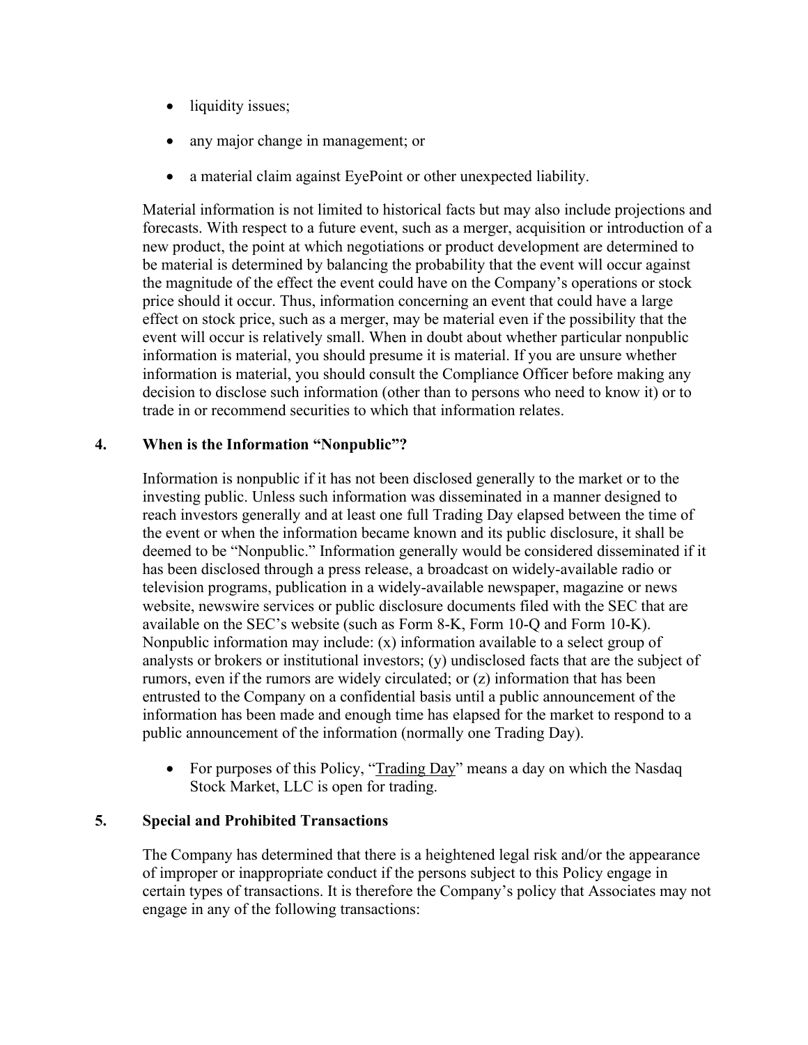- liquidity issues;
- any major change in management; or
- a material claim against EyePoint or other unexpected liability.

Material information is not limited to historical facts but may also include projections and forecasts. With respect to a future event, such as a merger, acquisition or introduction of a new product, the point at which negotiations or product development are determined to be material is determined by balancing the probability that the event will occur against the magnitude of the effect the event could have on the Company's operations or stock price should it occur. Thus, information concerning an event that could have a large effect on stock price, such as a merger, may be material even if the possibility that the event will occur is relatively small. When in doubt about whether particular nonpublic information is material, you should presume it is material. If you are unsure whether information is material, you should consult the Compliance Officer before making any decision to disclose such information (other than to persons who need to know it) or to trade in or recommend securities to which that information relates.

## 4. When is the Information "Nonpublic"?

Information is nonpublic if it has not been disclosed generally to the market or to the investing public. Unless such information was disseminated in a manner designed to reach investors generally and at least one full Trading Day elapsed between the time of the event or when the information became known and its public disclosure, it shall be deemed to be "Nonpublic." Information generally would be considered disseminated if it has been disclosed through a press release, a broadcast on widely-available radio or television programs, publication in a widely-available newspaper, magazine or news website, newswire services or public disclosure documents filed with the SEC that are available on the SEC's website (such as Form 8-K, Form 10-Q and Form 10-K). Nonpublic information may include: (x) information available to a select group of analysts or brokers or institutional investors; (y) undisclosed facts that are the subject of rumors, even if the rumors are widely circulated; or (z) information that has been entrusted to the Company on a confidential basis until a public announcement of the information has been made and enough time has elapsed for the market to respond to a public announcement of the information (normally one Trading Day).

- For purposes of this Policy, "Trading Day" means a day on which the Nasdaq Stock Market, LLC is open for trading.

## 5. Special and Prohibited Transactions

The Company has determined that there is a heightened legal risk and/or the appearance of improper or inappropriate conduct if the persons subject to this Policy engage in certain types of transactions. It is therefore the Company's policy that Associates may not engage in any of the following transactions: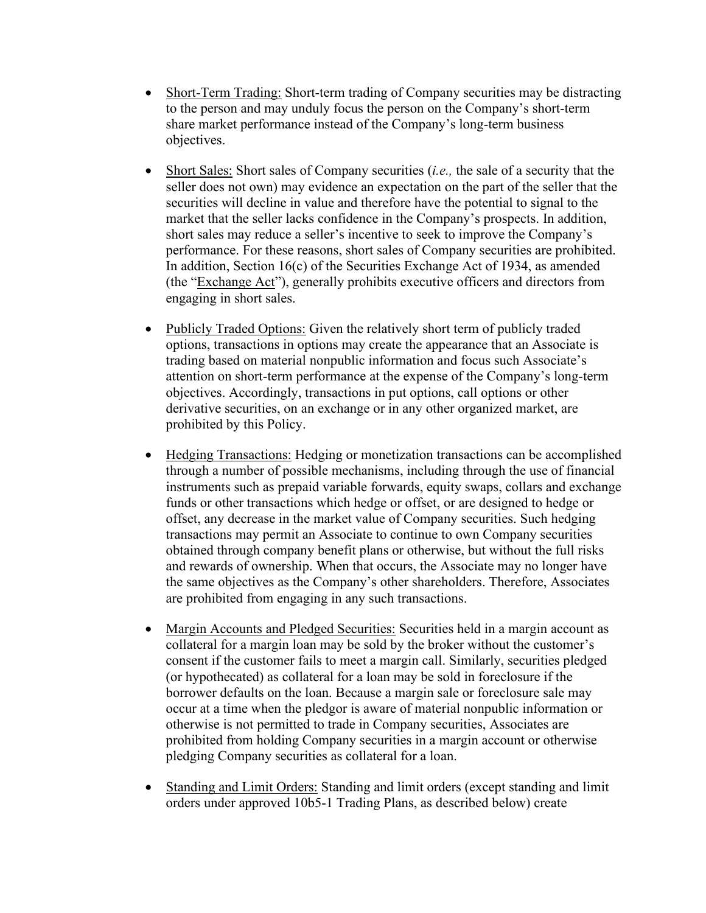- Short-Term Trading: Short-term trading of Company securities may be distracting to the person and may unduly focus the person on the Company's short-term share market performance instead of the Company's long-term business objectives.

- Short Sales: Short sales of Company securities (*i.e.,* the sale of a security that the seller does not own) may evidence an expectation on the part of the seller that the securities will decline in value and therefore have the potential to signal to the market that the seller lacks confidence in the Company's prospects. In addition, short sales may reduce a seller's incentive to seek to improve the Company's performance. For these reasons, short sales of Company securities are prohibited. In addition, Section 16(c) of the Securities Exchange Act of 1934, as amended (the "Exchange Act"), generally prohibits executive officers and directors from engaging in short sales.

- Publicly Traded Options: Given the relatively short term of publicly traded options, transactions in options may create the appearance that an Associate is trading based on material nonpublic information and focus such Associate's attention on short-term performance at the expense of the Company's long-term objectives. Accordingly, transactions in put options, call options or other derivative securities, on an exchange or in any other organized market, are prohibited by this Policy.

- Hedging Transactions: Hedging or monetization transactions can be accomplished through a number of possible mechanisms, including through the use of financial instruments such as prepaid variable forwards, equity swaps, collars and exchange funds or other transactions which hedge or offset, or are designed to hedge or offset, any decrease in the market value of Company securities. Such hedging transactions may permit an Associate to continue to own Company securities obtained through company benefit plans or otherwise, but without the full risks and rewards of ownership. When that occurs, the Associate may no longer have the same objectives as the Company's other shareholders. Therefore, Associates are prohibited from engaging in any such transactions.

- Margin Accounts and Pledged Securities: Securities held in a margin account as collateral for a margin loan may be sold by the broker without the customer's consent if the customer fails to meet a margin call. Similarly, securities pledged (or hypothecated) as collateral for a loan may be sold in foreclosure if the borrower defaults on the loan. Because a margin sale or foreclosure sale may occur at a time when the pledgor is aware of material nonpublic information or otherwise is not permitted to trade in Company securities, Associates are prohibited from holding Company securities in a margin account or otherwise pledging Company securities as collateral for a loan.

- Standing and Limit Orders: Standing and limit orders (except standing and limit orders under approved 10b5-1 Trading Plans, as described below) create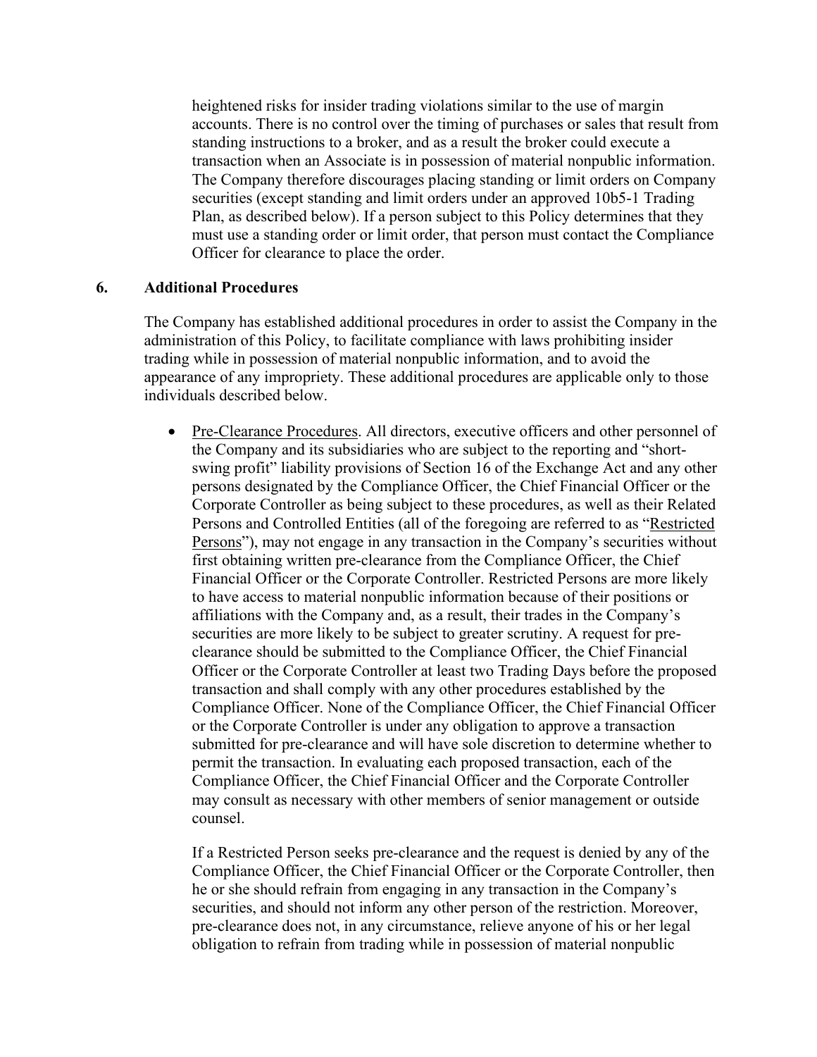heightened risks for insider trading violations similar to the use of margin accounts. There is no control over the timing of purchases or sales that result from standing instructions to a broker, and as a result the broker could execute a transaction when an Associate is in possession of material nonpublic information. The Company therefore discourages placing standing or limit orders on Company securities (except standing and limit orders under an approved 10b5-1 Trading Plan, as described below). If a person subject to this Policy determines that they must use a standing order or limit order, that person must contact the Compliance Officer for clearance to place the order.

## 6. Additional Procedures

The Company has established additional procedures in order to assist the Company in the administration of this Policy, to facilitate compliance with laws prohibiting insider trading while in possession of material nonpublic information, and to avoid the appearance of any impropriety. These additional procedures are applicable only to those individuals described below.

- Pre-Clearance Procedures. All directors, executive officers and other personnel of the Company and its subsidiaries who are subject to the reporting and "short-swing profit" liability provisions of Section 16 of the Exchange Act and any other persons designated by the Compliance Officer, the Chief Financial Officer or the Corporate Controller as being subject to these procedures, as well as their Related Persons and Controlled Entities (all of the foregoing are referred to as "Restricted Persons"), may not engage in any transaction in the Company's securities without first obtaining written pre-clearance from the Compliance Officer, the Chief Financial Officer or the Corporate Controller. Restricted Persons are more likely to have access to material nonpublic information because of their positions or affiliations with the Company and, as a result, their trades in the Company's securities are more likely to be subject to greater scrutiny. A request for pre-clearance should be submitted to the Compliance Officer, the Chief Financial Officer or the Corporate Controller at least two Trading Days before the proposed transaction and shall comply with any other procedures established by the Compliance Officer. None of the Compliance Officer, the Chief Financial Officer or the Corporate Controller is under any obligation to approve a transaction submitted for pre-clearance and will have sole discretion to determine whether to permit the transaction. In evaluating each proposed transaction, each of the Compliance Officer, the Chief Financial Officer and the Corporate Controller may consult as necessary with other members of senior management or outside counsel.

  If a Restricted Person seeks pre-clearance and the request is denied by any of the Compliance Officer, the Chief Financial Officer or the Corporate Controller, then he or she should refrain from engaging in any transaction in the Company's securities, and should not inform any other person of the restriction. Moreover, pre-clearance does not, in any circumstance, relieve anyone of his or her legal obligation to refrain from trading while in possession of material nonpublic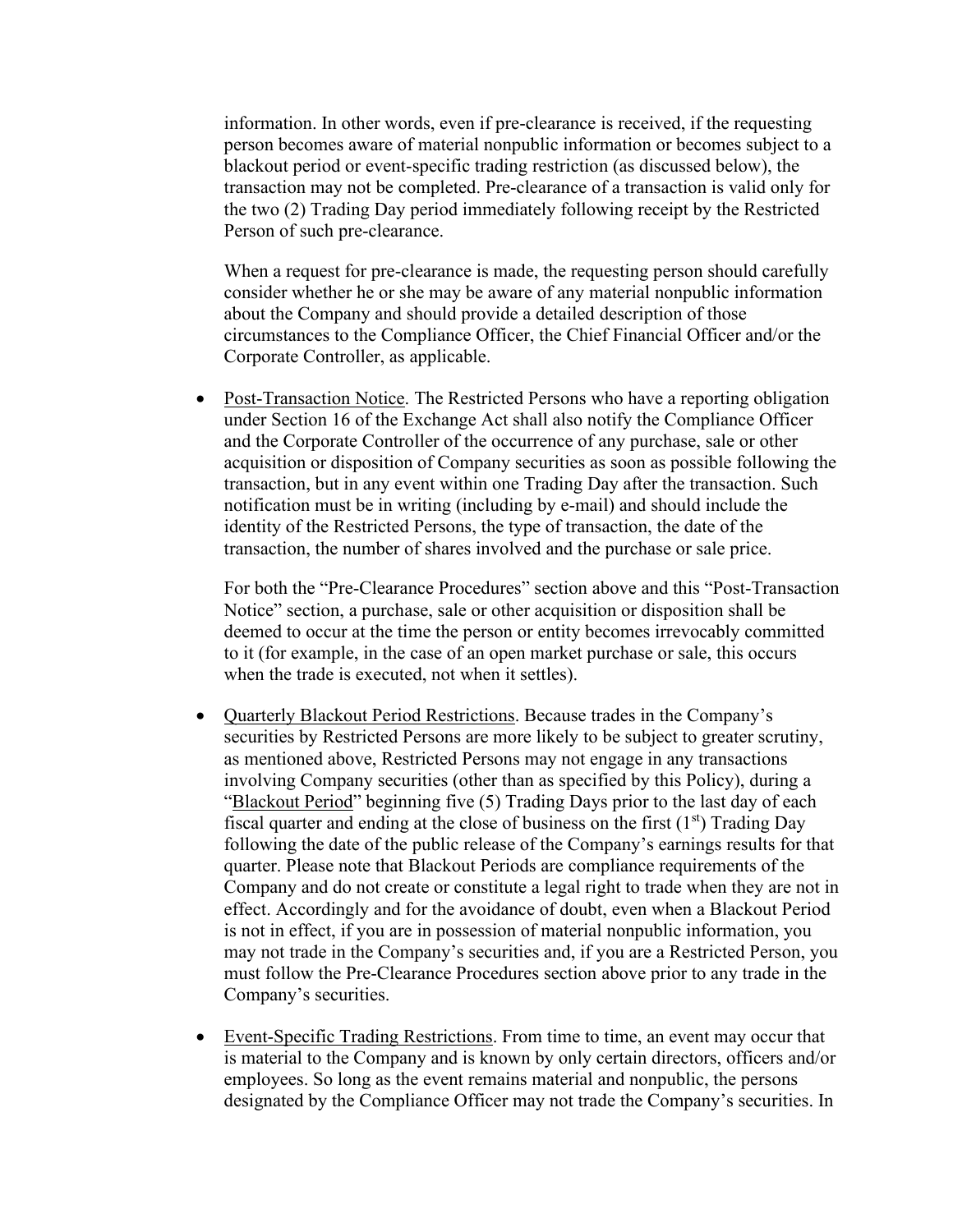information. In other words, even if pre-clearance is received, if the requesting person becomes aware of material nonpublic information or becomes subject to a blackout period or event-specific trading restriction (as discussed below), the transaction may not be completed. Pre-clearance of a transaction is valid only for the two (2) Trading Day period immediately following receipt by the Restricted Person of such pre-clearance.

When a request for pre-clearance is made, the requesting person should carefully consider whether he or she may be aware of any material nonpublic information about the Company and should provide a detailed description of those circumstances to the Compliance Officer, the Chief Financial Officer and/or the Corporate Controller, as applicable.

- Post-Transaction Notice. The Restricted Persons who have a reporting obligation under Section 16 of the Exchange Act shall also notify the Compliance Officer and the Corporate Controller of the occurrence of any purchase, sale or other acquisition or disposition of Company securities as soon as possible following the transaction, but in any event within one Trading Day after the transaction. Such notification must be in writing (including by e-mail) and should include the identity of the Restricted Persons, the type of transaction, the date of the transaction, the number of shares involved and the purchase or sale price.

  For both the "Pre-Clearance Procedures" section above and this "Post-Transaction Notice" section, a purchase, sale or other acquisition or disposition shall be deemed to occur at the time the person or entity becomes irrevocably committed to it (for example, in the case of an open market purchase or sale, this occurs when the trade is executed, not when it settles).

- Quarterly Blackout Period Restrictions. Because trades in the Company's securities by Restricted Persons are more likely to be subject to greater scrutiny, as mentioned above, Restricted Persons may not engage in any transactions involving Company securities (other than as specified by this Policy), during a "Blackout Period" beginning five (5) Trading Days prior to the last day of each fiscal quarter and ending at the close of business on the first (1st) Trading Day following the date of the public release of the Company's earnings results for that quarter. Please note that Blackout Periods are compliance requirements of the Company and do not create or constitute a legal right to trade when they are not in effect. Accordingly and for the avoidance of doubt, even when a Blackout Period is not in effect, if you are in possession of material nonpublic information, you may not trade in the Company's securities and, if you are a Restricted Person, you must follow the Pre-Clearance Procedures section above prior to any trade in the Company's securities.

- Event-Specific Trading Restrictions. From time to time, an event may occur that is material to the Company and is known by only certain directors, officers and/or employees. So long as the event remains material and nonpublic, the persons designated by the Compliance Officer may not trade the Company's securities. In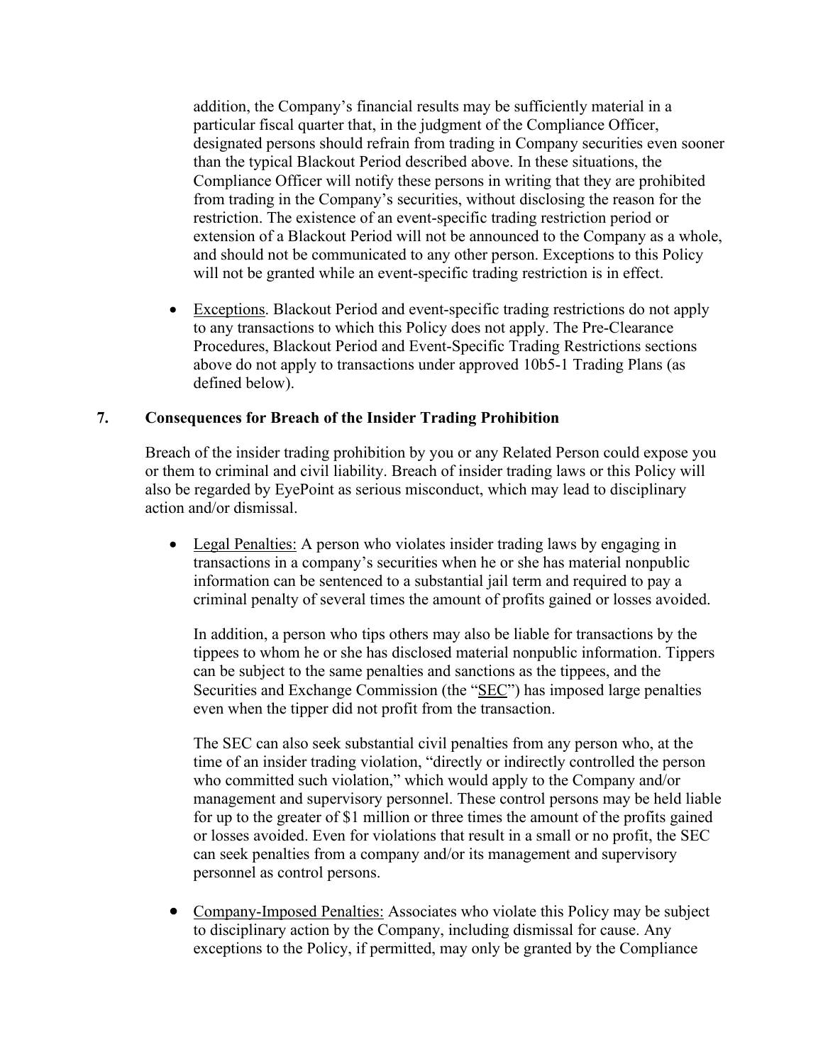addition, the Company's financial results may be sufficiently material in a particular fiscal quarter that, in the judgment of the Compliance Officer, designated persons should refrain from trading in Company securities even sooner than the typical Blackout Period described above. In these situations, the Compliance Officer will notify these persons in writing that they are prohibited from trading in the Company's securities, without disclosing the reason for the restriction. The existence of an event-specific trading restriction period or extension of a Blackout Period will not be announced to the Company as a whole, and should not be communicated to any other person. Exceptions to this Policy will not be granted while an event-specific trading restriction is in effect.

- Exceptions. Blackout Period and event-specific trading restrictions do not apply to any transactions to which this Policy does not apply. The Pre-Clearance Procedures, Blackout Period and Event-Specific Trading Restrictions sections above do not apply to transactions under approved 10b5-1 Trading Plans (as defined below).

## 7. Consequences for Breach of the Insider Trading Prohibition

Breach of the insider trading prohibition by you or any Related Person could expose you or them to criminal and civil liability. Breach of insider trading laws or this Policy will also be regarded by EyePoint as serious misconduct, which may lead to disciplinary action and/or dismissal.

- Legal Penalties: A person who violates insider trading laws by engaging in transactions in a company's securities when he or she has material nonpublic information can be sentenced to a substantial jail term and required to pay a criminal penalty of several times the amount of profits gained or losses avoided.

  In addition, a person who tips others may also be liable for transactions by the tippees to whom he or she has disclosed material nonpublic information. Tippers can be subject to the same penalties and sanctions as the tippees, and the Securities and Exchange Commission (the "SEC") has imposed large penalties even when the tipper did not profit from the transaction.

  The SEC can also seek substantial civil penalties from any person who, at the time of an insider trading violation, "directly or indirectly controlled the person who committed such violation," which would apply to the Company and/or management and supervisory personnel. These control persons may be held liable for up to the greater of $1 million or three times the amount of the profits gained or losses avoided. Even for violations that result in a small or no profit, the SEC can seek penalties from a company and/or its management and supervisory personnel as control persons.

- Company-Imposed Penalties: Associates who violate this Policy may be subject to disciplinary action by the Company, including dismissal for cause. Any exceptions to the Policy, if permitted, may only be granted by the Compliance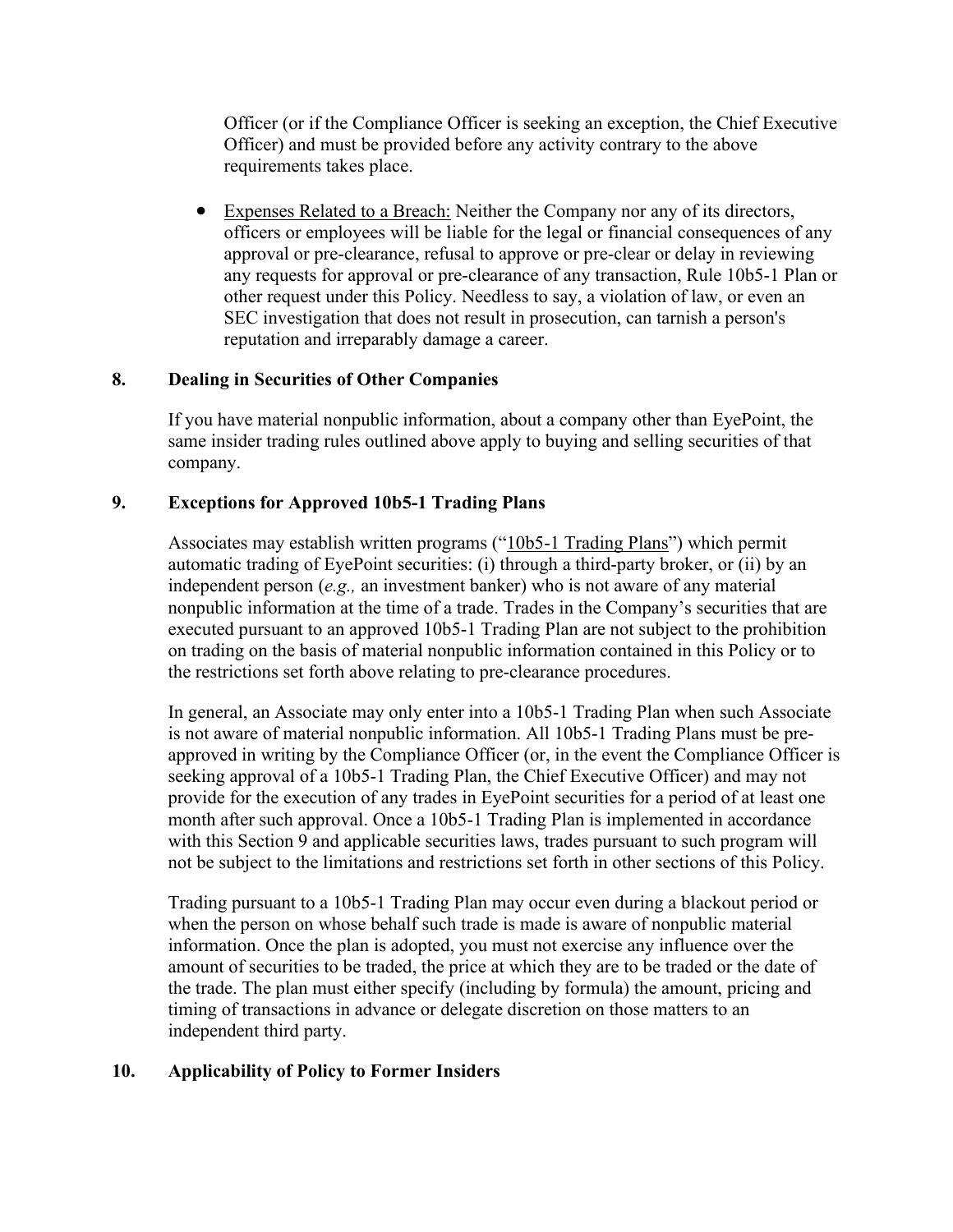Officer (or if the Compliance Officer is seeking an exception, the Chief Executive Officer) and must be provided before any activity contrary to the above requirements takes place.

- Expenses Related to a Breach: Neither the Company nor any of its directors, officers or employees will be liable for the legal or financial consequences of any approval or pre-clearance, refusal to approve or pre-clear or delay in reviewing any requests for approval or pre-clearance of any transaction, Rule 10b5-1 Plan or other request under this Policy. Needless to say, a violation of law, or even an SEC investigation that does not result in prosecution, can tarnish a person's reputation and irreparably damage a career.

## 8. Dealing in Securities of Other Companies

If you have material nonpublic information, about a company other than EyePoint, the same insider trading rules outlined above apply to buying and selling securities of that company.

## 9. Exceptions for Approved 10b5-1 Trading Plans

Associates may establish written programs ("10b5-1 Trading Plans") which permit automatic trading of EyePoint securities: (i) through a third-party broker, or (ii) by an independent person (*e.g.,* an investment banker) who is not aware of any material nonpublic information at the time of a trade. Trades in the Company's securities that are executed pursuant to an approved 10b5-1 Trading Plan are not subject to the prohibition on trading on the basis of material nonpublic information contained in this Policy or to the restrictions set forth above relating to pre-clearance procedures.

In general, an Associate may only enter into a 10b5-1 Trading Plan when such Associate is not aware of material nonpublic information. All 10b5-1 Trading Plans must be pre-approved in writing by the Compliance Officer (or, in the event the Compliance Officer is seeking approval of a 10b5-1 Trading Plan, the Chief Executive Officer) and may not provide for the execution of any trades in EyePoint securities for a period of at least one month after such approval. Once a 10b5-1 Trading Plan is implemented in accordance with this Section 9 and applicable securities laws, trades pursuant to such program will not be subject to the limitations and restrictions set forth in other sections of this Policy.

Trading pursuant to a 10b5-1 Trading Plan may occur even during a blackout period or when the person on whose behalf such trade is made is aware of nonpublic material information. Once the plan is adopted, you must not exercise any influence over the amount of securities to be traded, the price at which they are to be traded or the date of the trade. The plan must either specify (including by formula) the amount, pricing and timing of transactions in advance or delegate discretion on those matters to an independent third party.

## 10. Applicability of Policy to Former Insiders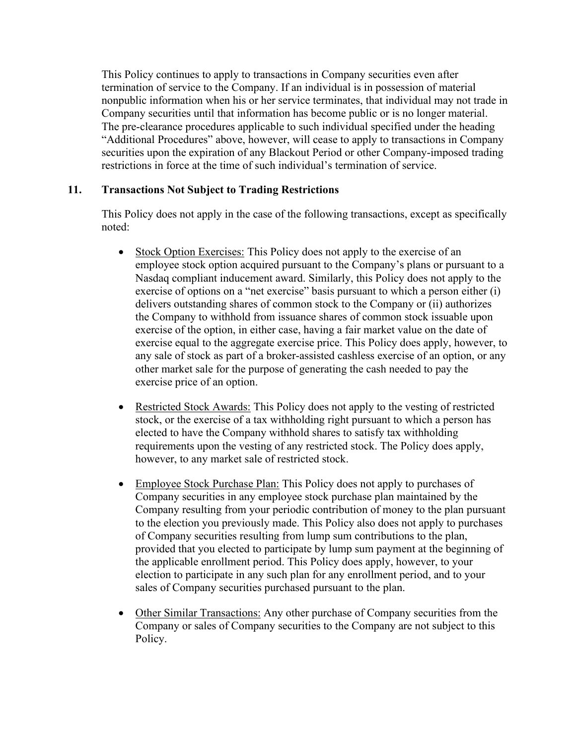This Policy continues to apply to transactions in Company securities even after termination of service to the Company. If an individual is in possession of material nonpublic information when his or her service terminates, that individual may not trade in Company securities until that information has become public or is no longer material. The pre-clearance procedures applicable to such individual specified under the heading "Additional Procedures" above, however, will cease to apply to transactions in Company securities upon the expiration of any Blackout Period or other Company-imposed trading restrictions in force at the time of such individual's termination of service.

## 11. Transactions Not Subject to Trading Restrictions

This Policy does not apply in the case of the following transactions, except as specifically noted:

- Stock Option Exercises: This Policy does not apply to the exercise of an employee stock option acquired pursuant to the Company's plans or pursuant to a Nasdaq compliant inducement award. Similarly, this Policy does not apply to the exercise of options on a "net exercise" basis pursuant to which a person either (i) delivers outstanding shares of common stock to the Company or (ii) authorizes the Company to withhold from issuance shares of common stock issuable upon exercise of the option, in either case, having a fair market value on the date of exercise equal to the aggregate exercise price. This Policy does apply, however, to any sale of stock as part of a broker-assisted cashless exercise of an option, or any other market sale for the purpose of generating the cash needed to pay the exercise price of an option.

- Restricted Stock Awards: This Policy does not apply to the vesting of restricted stock, or the exercise of a tax withholding right pursuant to which a person has elected to have the Company withhold shares to satisfy tax withholding requirements upon the vesting of any restricted stock. The Policy does apply, however, to any market sale of restricted stock.

- Employee Stock Purchase Plan: This Policy does not apply to purchases of Company securities in any employee stock purchase plan maintained by the Company resulting from your periodic contribution of money to the plan pursuant to the election you previously made. This Policy also does not apply to purchases of Company securities resulting from lump sum contributions to the plan, provided that you elected to participate by lump sum payment at the beginning of the applicable enrollment period. This Policy does apply, however, to your election to participate in any such plan for any enrollment period, and to your sales of Company securities purchased pursuant to the plan.

- Other Similar Transactions: Any other purchase of Company securities from the Company or sales of Company securities to the Company are not subject to this Policy.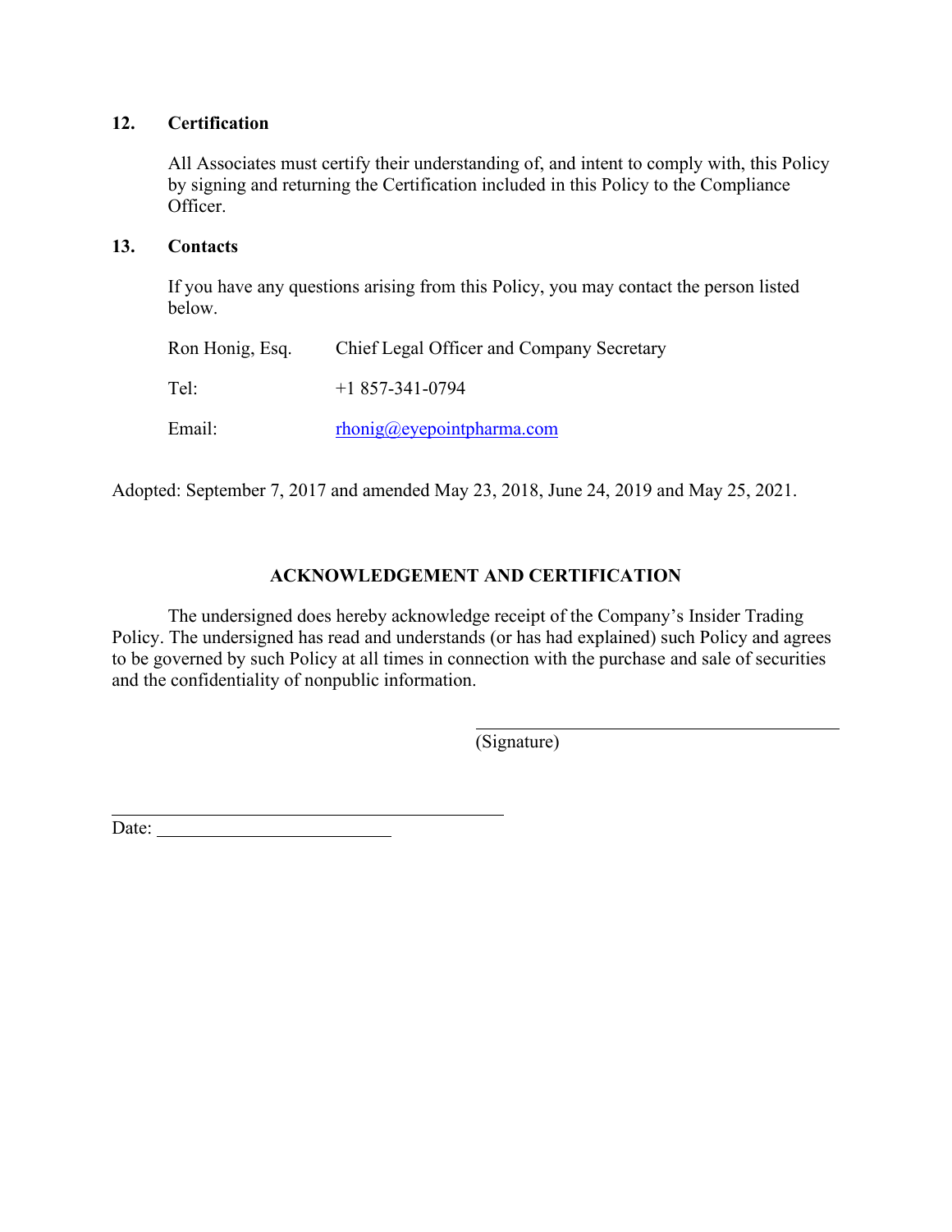## 12. Certification

All Associates must certify their understanding of, and intent to comply with, this Policy by signing and returning the Certification included in this Policy to the Compliance Officer.

## 13. Contacts

If you have any questions arising from this Policy, you may contact the person listed below.

| | |
|---|---|
| Ron Honig, Esq. | Chief Legal Officer and Company Secretary |
| Tel: | +1 857-341-0794 |
| Email: | rhonig@eyepointpharma.com |

Adopted: September 7, 2017 and amended May 23, 2018, June 24, 2019 and May 25, 2021.

**ACKNOWLEDGEMENT AND CERTIFICATION**

The undersigned does hereby acknowledge receipt of the Company's Insider Trading Policy. The undersigned has read and understands (or has had explained) such Policy and agrees to be governed by such Policy at all times in connection with the purchase and sale of securities and the confidentiality of nonpublic information.

\_\_\_\_\_\_\_\_\_\_\_\_\_\_\_\_\_\_\_\_\_\_\_\_\_\_\_\_\_\_\_\_\_\_\_\_\_\_\_\_
(Signature)

\_\_\_\_\_\_\_\_\_\_\_\_\_\_\_\_\_\_\_\_\_\_\_\_\_\_\_\_\_\_\_\_\_\_\_\_\_\_\_\_

Date: \_\_\_\_\_\_\_\_\_\_\_\_\_\_\_\_\_\_\_\_\_\_\_\_